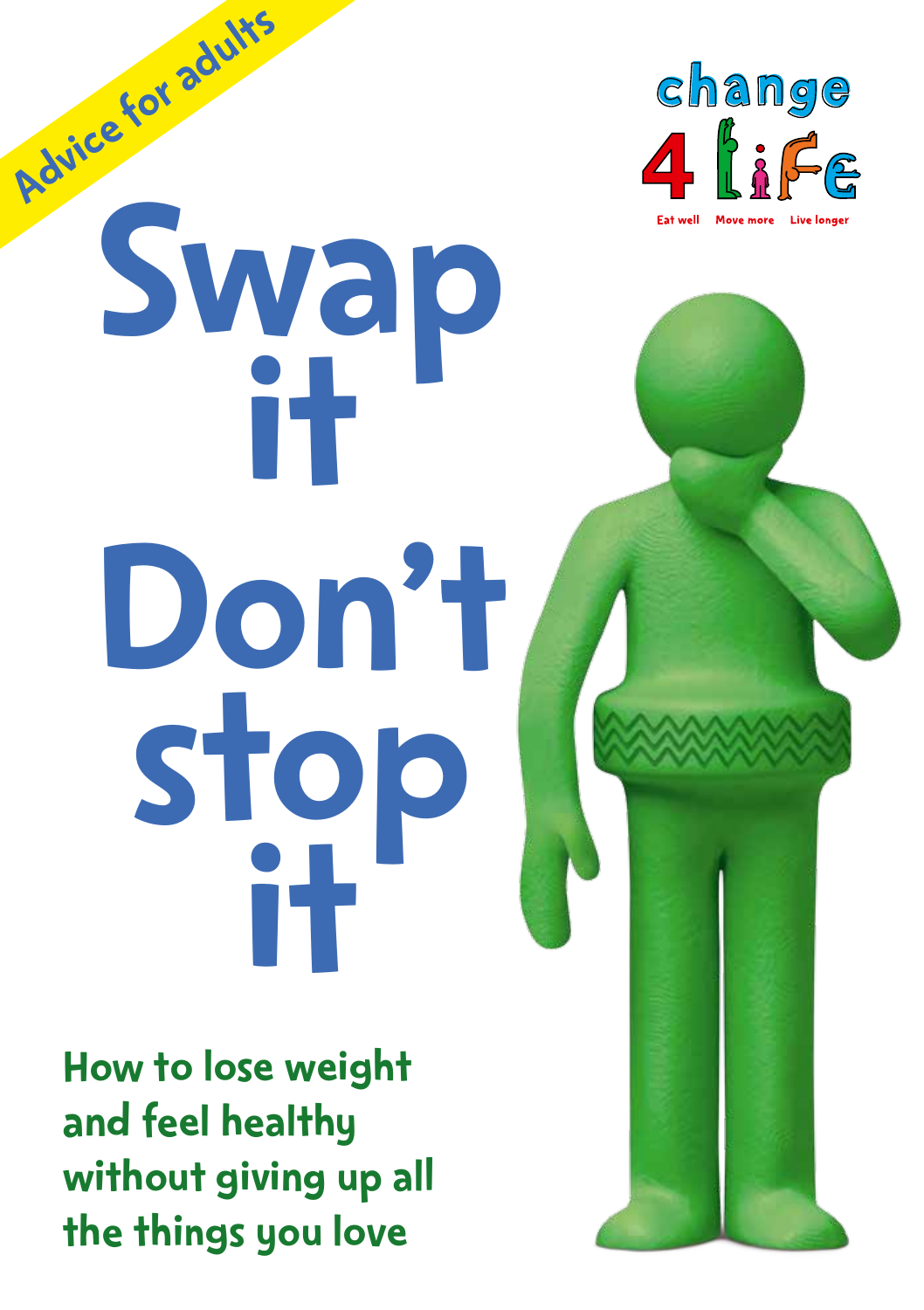Advice for adults

change 4 Life

Eat well Move more Live longer

# Swap it Don't stop it

## How to lose weight and feel healthy without giving up all the things you love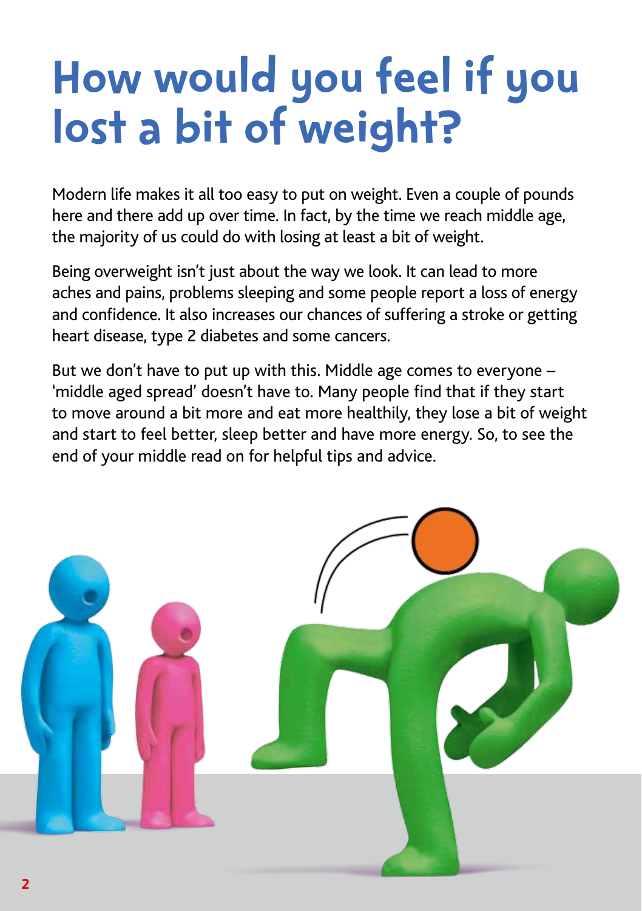# How would you feel if you lost a bit of weight?

Modern life makes it all too easy to put on weight. Even a couple of pounds here and there add up over time. In fact, by the time we reach middle age, the majority of us could do with losing at least a bit of weight.

Being overweight isn't just about the way we look. It can lead to more aches and pains, problems sleeping and some people report a loss of energy and confidence. It also increases our chances of suffering a stroke or getting heart disease, type 2 diabetes and some cancers.

But we don't have to put up with this. Middle age comes to everyone – 'middle aged spread' doesn't have to. Many people find that if they start to move around a bit more and eat more healthily, they lose a bit of weight and start to feel better, sleep better and have more energy. So, to see the end of your middle read on for helpful tips and advice.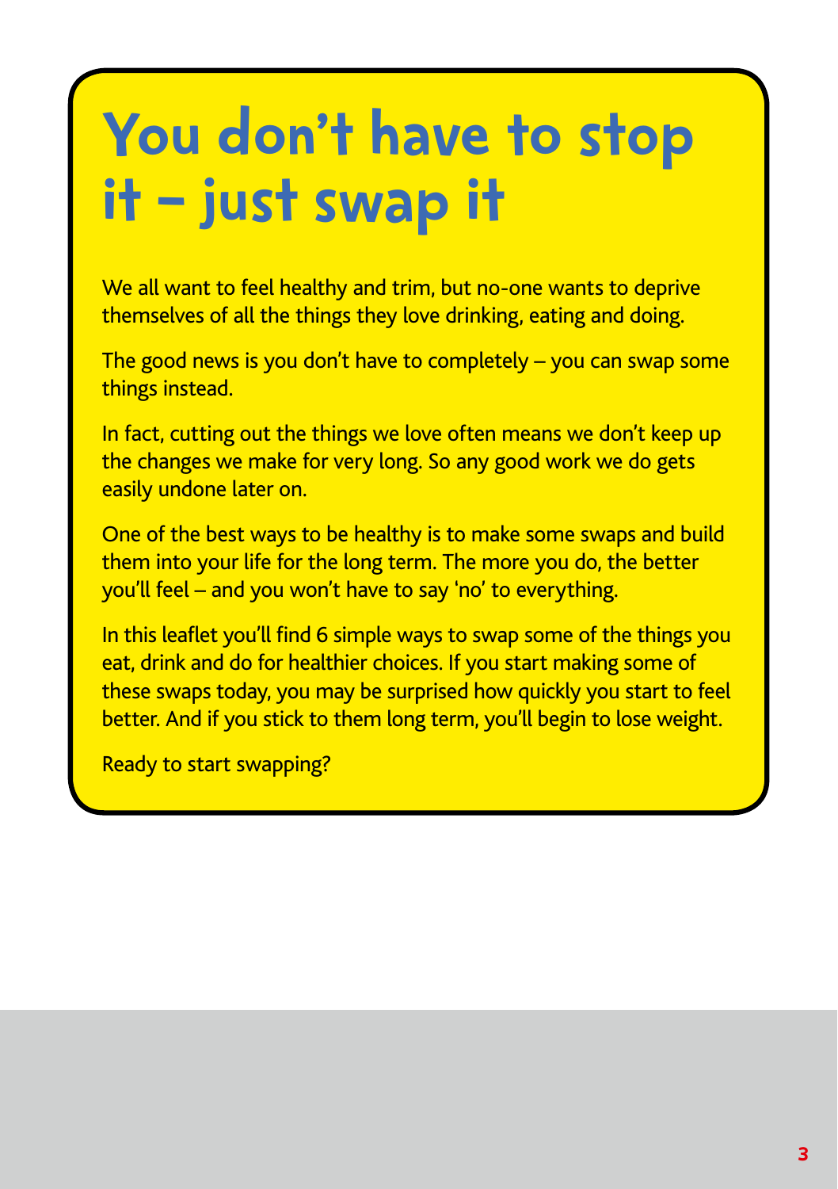# You don't have to stop it – just swap it

We all want to feel healthy and trim, but no-one wants to deprive themselves of all the things they love drinking, eating and doing.

The good news is you don't have to completely – you can swap some things instead.

In fact, cutting out the things we love often means we don't keep up the changes we make for very long. So any good work we do gets easily undone later on.

One of the best ways to be healthy is to make some swaps and build them into your life for the long term. The more you do, the better you'll feel – and you won't have to say 'no' to everything.

In this leaflet you'll find 6 simple ways to swap some of the things you eat, drink and do for healthier choices. If you start making some of these swaps today, you may be surprised how quickly you start to feel better. And if you stick to them long term, you'll begin to lose weight.

Ready to start swapping?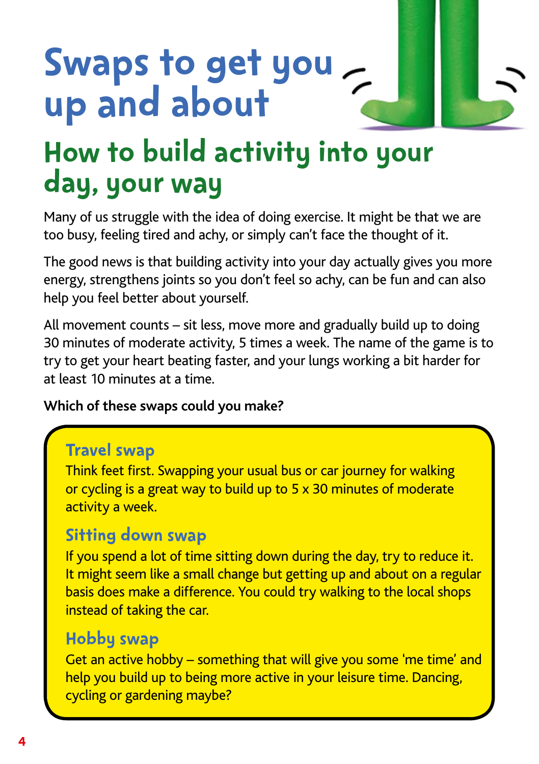# Swaps to get you up and about

## How to build activity into your day, your way

Many of us struggle with the idea of doing exercise. It might be that we are too busy, feeling tired and achy, or simply can't face the thought of it.

The good news is that building activity into your day actually gives you more energy, strengthens joints so you don't feel so achy, can be fun and can also help you feel better about yourself.

All movement counts – sit less, move more and gradually build up to doing 30 minutes of moderate activity, 5 times a week. The name of the game is to try to get your heart beating faster, and your lungs working a bit harder for at least 10 minutes at a time.

**Which of these swaps could you make?**

### Travel swap

Think feet first. Swapping your usual bus or car journey for walking or cycling is a great way to build up to 5 x 30 minutes of moderate activity a week.

### Sitting down swap

If you spend a lot of time sitting down during the day, try to reduce it. It might seem like a small change but getting up and about on a regular basis does make a difference. You could try walking to the local shops instead of taking the car.

### Hobby swap

Get an active hobby – something that will give you some 'me time' and help you build up to being more active in your leisure time. Dancing, cycling or gardening maybe?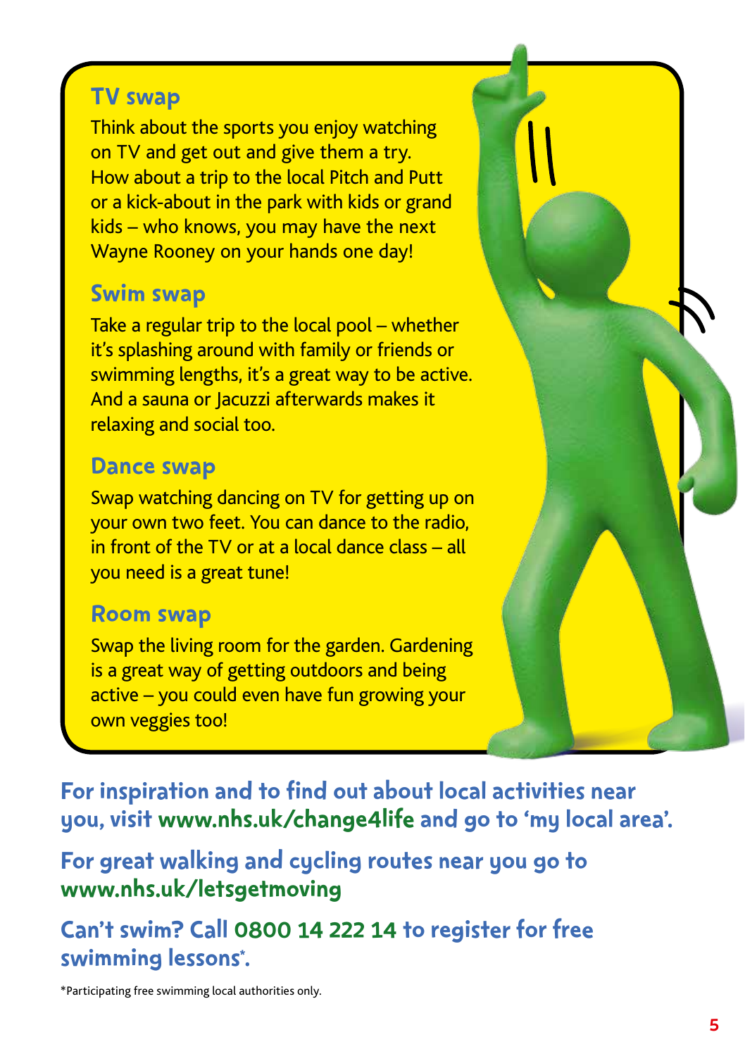## TV swap

Think about the sports you enjoy watching on TV and get out and give them a try. How about a trip to the local Pitch and Putt or a kick-about in the park with kids or grand kids – who knows, you may have the next Wayne Rooney on your hands one day!

## Swim swap

Take a regular trip to the local pool – whether it's splashing around with family or friends or swimming lengths, it's a great way to be active. And a sauna or Jacuzzi afterwards makes it relaxing and social too.

## Dance swap

Swap watching dancing on TV for getting up on your own two feet. You can dance to the radio, in front of the TV or at a local dance class – all you need is a great tune!

## Room swap

Swap the living room for the garden. Gardening is a great way of getting outdoors and being active – you could even have fun growing your own veggies too!

**For inspiration and to find out about local activities near you, visit www.nhs.uk/change4life and go to 'my local area'.**

**For great walking and cycling routes near you go to www.nhs.uk/letsgetmoving**

**Can't swim? Call 0800 14 222 14 to register for free swimming lessons*.**

*Participating free swimming local authorities only.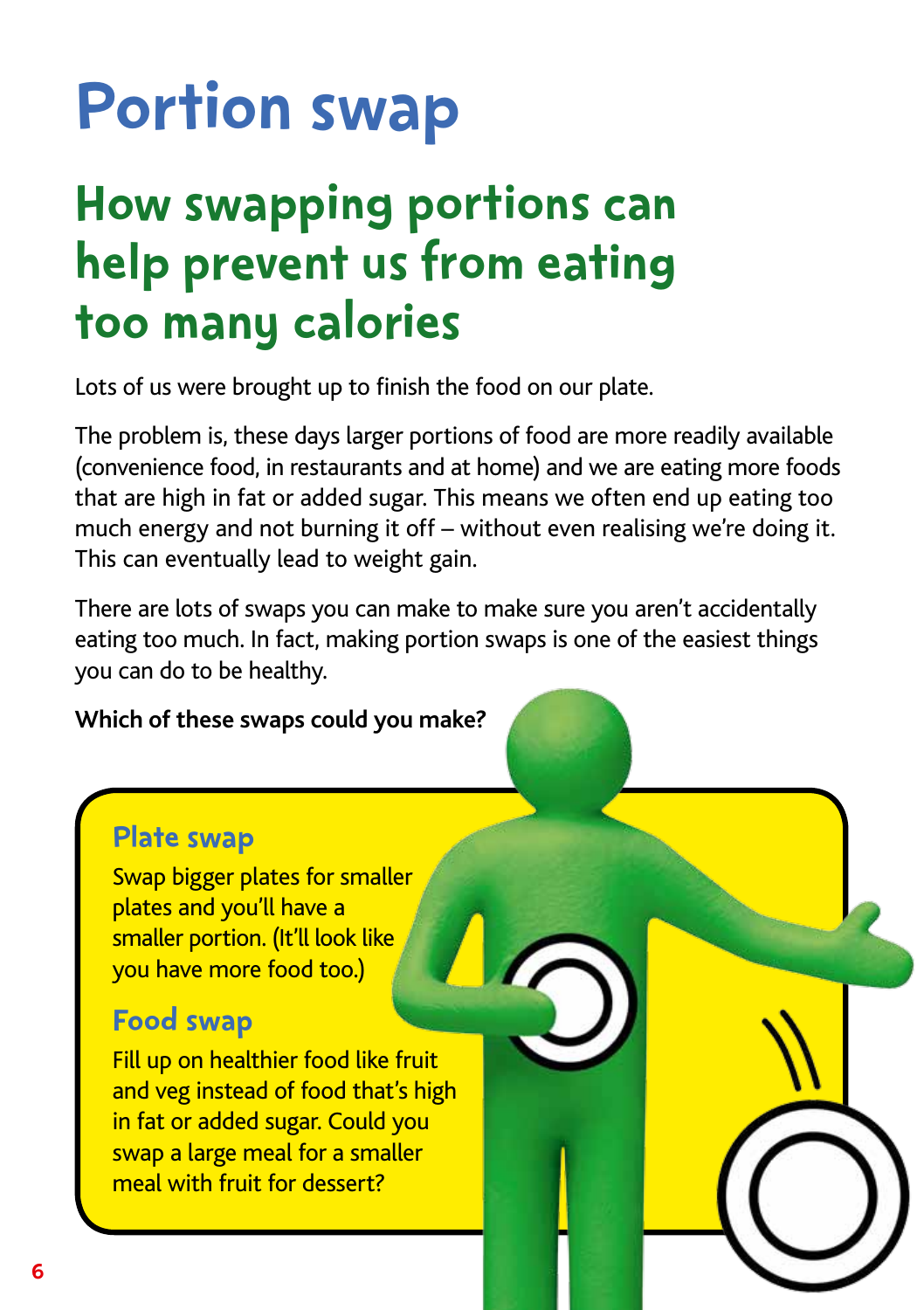# Portion swap

## How swapping portions can help prevent us from eating too many calories

Lots of us were brought up to finish the food on our plate.

The problem is, these days larger portions of food are more readily available (convenience food, in restaurants and at home) and we are eating more foods that are high in fat or added sugar. This means we often end up eating too much energy and not burning it off – without even realising we're doing it. This can eventually lead to weight gain.

There are lots of swaps you can make to make sure you aren't accidentally eating too much. In fact, making portion swaps is one of the easiest things you can do to be healthy.

**Which of these swaps could you make?**

### Plate swap

Swap bigger plates for smaller plates and you'll have a smaller portion. (It'll look like you have more food too.)

### Food swap

Fill up on healthier food like fruit and veg instead of food that's high in fat or added sugar. Could you swap a large meal for a smaller meal with fruit for dessert?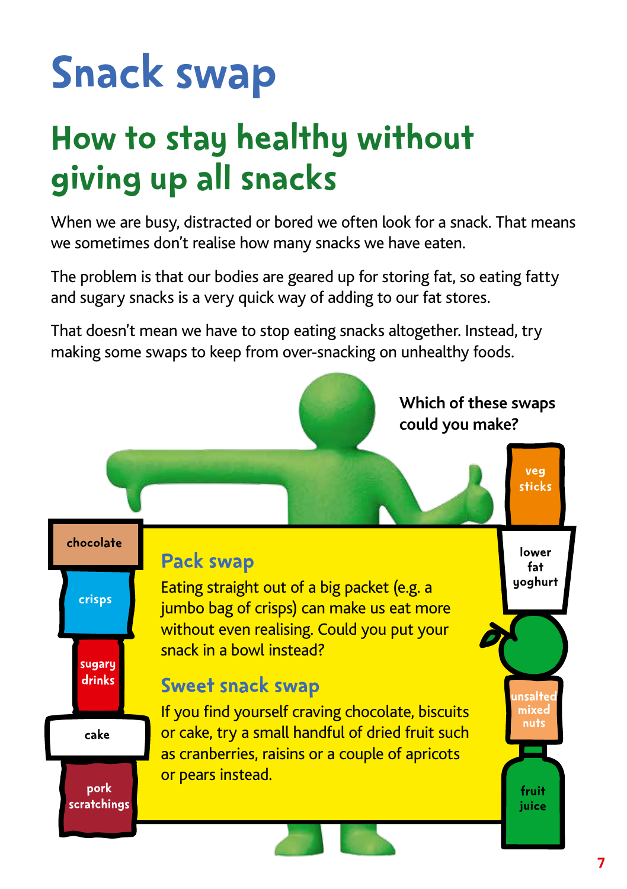# Snack swap

## How to stay healthy without giving up all snacks

When we are busy, distracted or bored we often look for a snack. That means we sometimes don't realise how many snacks we have eaten.

The problem is that our bodies are geared up for storing fat, so eating fatty and sugary snacks is a very quick way of adding to our fat stores.

That doesn't mean we have to stop eating snacks altogether. Instead, try making some swaps to keep from over-snacking on unhealthy foods.

**Which of these swaps could you make?**

chocolate

crisps

sugary drinks

cake

pork scratchings

veg sticks

lower fat yoghurt

unsalted mixed nuts

fruit juice

### Pack swap

Eating straight out of a big packet (e.g. a jumbo bag of crisps) can make us eat more without even realising. Could you put your snack in a bowl instead?

### Sweet snack swap

If you find yourself craving chocolate, biscuits or cake, try a small handful of dried fruit such as cranberries, raisins or a couple of apricots or pears instead.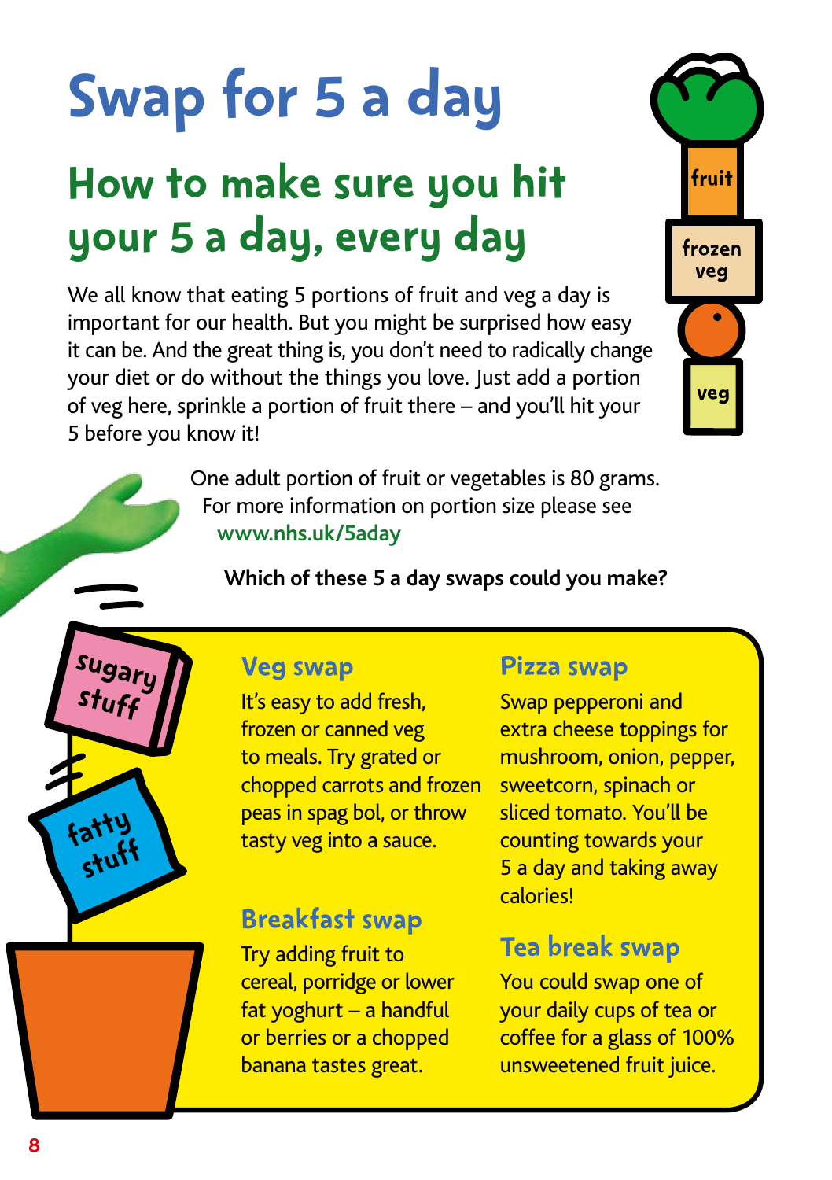# Swap for 5 a day

## How to make sure you hit your 5 a day, every day

We all know that eating 5 portions of fruit and veg a day is important for our health. But you might be surprised how easy it can be. And the great thing is, you don't need to radically change your diet or do without the things you love. Just add a portion of veg here, sprinkle a portion of fruit there – and you'll hit your 5 before you know it!

One adult portion of fruit or vegetables is 80 grams. For more information on portion size please see **www.nhs.uk/5aday**

**Which of these 5 a day swaps could you make?**

### Veg swap

It's easy to add fresh, frozen or canned veg to meals. Try grated or chopped carrots and frozen peas in spag bol, or throw tasty veg into a sauce.

### Breakfast swap

Try adding fruit to cereal, porridge or lower fat yoghurt – a handful or berries or a chopped banana tastes great.

### Pizza swap

Swap pepperoni and extra cheese toppings for mushroom, onion, pepper, sweetcorn, spinach or sliced tomato. You'll be counting towards your 5 a day and taking away calories!

### Tea break swap

You could swap one of your daily cups of tea or coffee for a glass of 100% unsweetened fruit juice.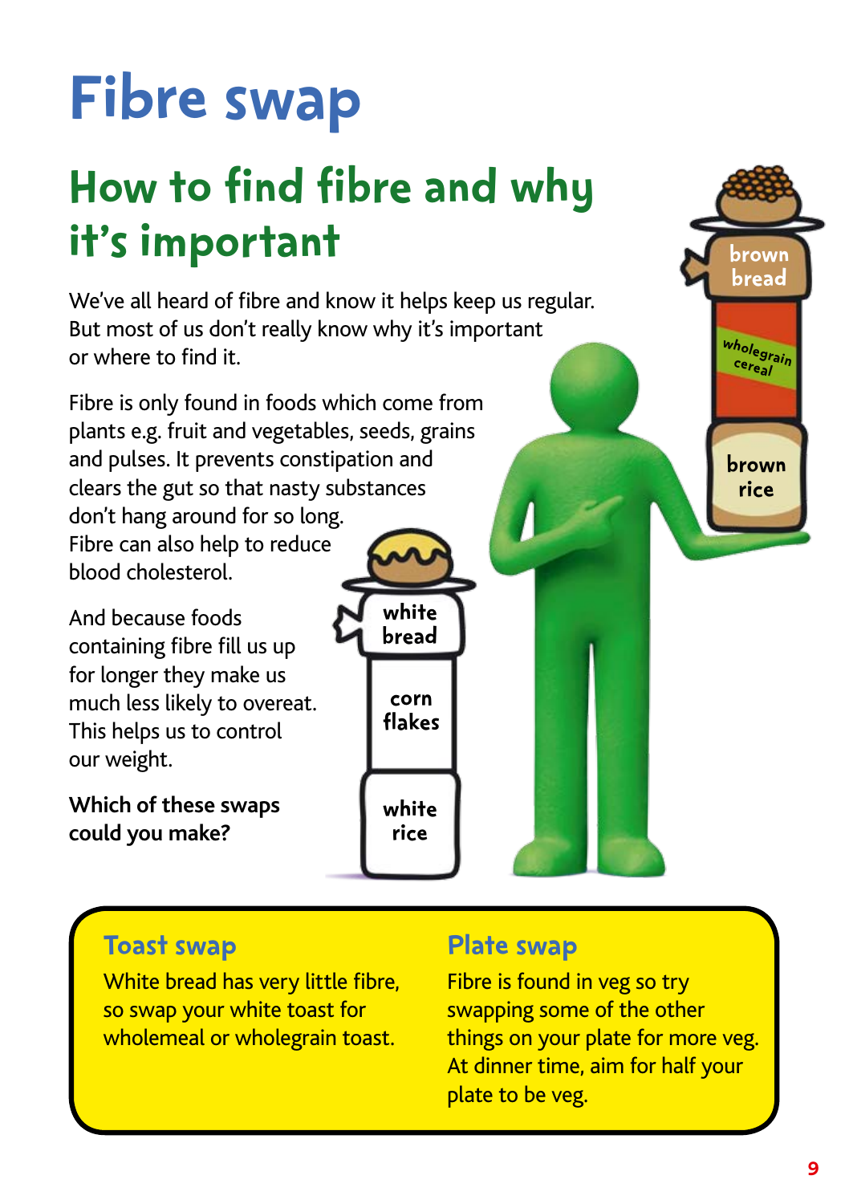# Fibre swap

## How to find fibre and why it's important

We've all heard of fibre and know it helps keep us regular. But most of us don't really know why it's important or where to find it.

Fibre is only found in foods which come from plants e.g. fruit and vegetables, seeds, grains and pulses. It prevents constipation and clears the gut so that nasty substances don't hang around for so long. Fibre can also help to reduce blood cholesterol.

And because foods containing fibre fill us up for longer they make us much less likely to overeat. This helps us to control our weight.

**Which of these swaps could you make?**

white bread
corn flakes
white rice

brown bread
wholegrain cereal
brown rice

### Toast swap

White bread has very little fibre, so swap your white toast for wholemeal or wholegrain toast.

### Plate swap

Fibre is found in veg so try swapping some of the other things on your plate for more veg. At dinner time, aim for half your plate to be veg.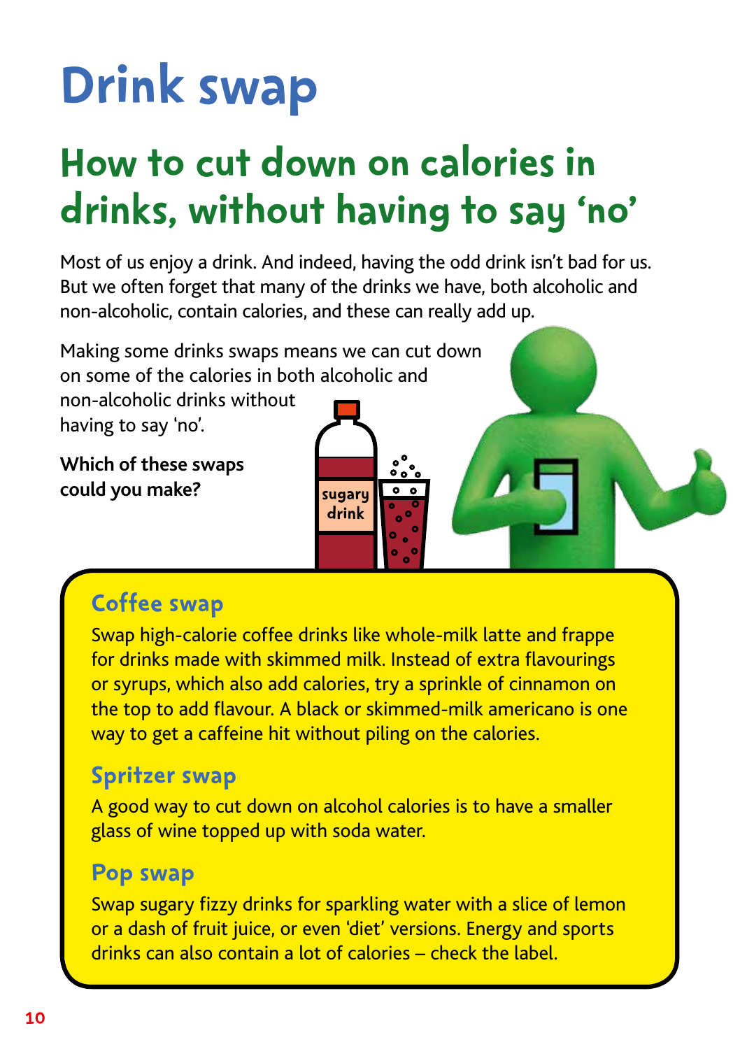# Drink swap

## How to cut down on calories in drinks, without having to say 'no'

Most of us enjoy a drink. And indeed, having the odd drink isn't bad for us. But we often forget that many of the drinks we have, both alcoholic and non-alcoholic, contain calories, and these can really add up.

Making some drinks swaps means we can cut down on some of the calories in both alcoholic and non-alcoholic drinks without having to say 'no'.

**Which of these swaps could you make?**

### Coffee swap

Swap high-calorie coffee drinks like whole-milk latte and frappe for drinks made with skimmed milk. Instead of extra flavourings or syrups, which also add calories, try a sprinkle of cinnamon on the top to add flavour. A black or skimmed-milk americano is one way to get a caffeine hit without piling on the calories.

### Spritzer swap

A good way to cut down on alcohol calories is to have a smaller glass of wine topped up with soda water.

### Pop swap

Swap sugary fizzy drinks for sparkling water with a slice of lemon or a dash of fruit juice, or even 'diet' versions. Energy and sports drinks can also contain a lot of calories – check the label.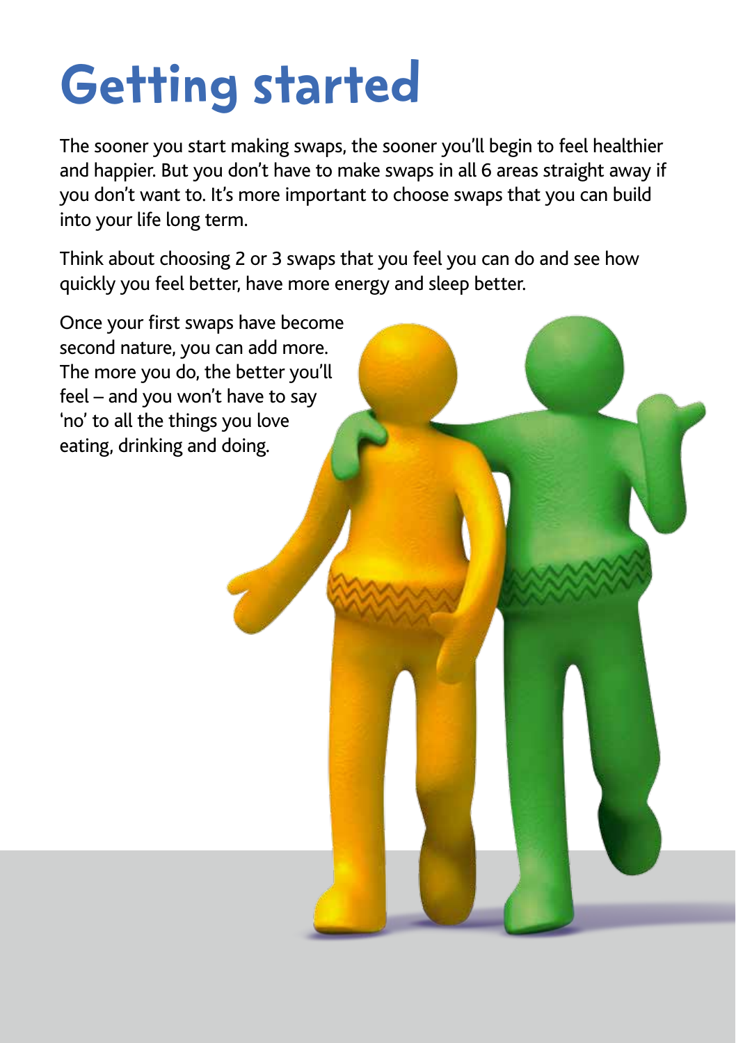# Getting started

The sooner you start making swaps, the sooner you'll begin to feel healthier and happier. But you don't have to make swaps in all 6 areas straight away if you don't want to. It's more important to choose swaps that you can build into your life long term.

Think about choosing 2 or 3 swaps that you feel you can do and see how quickly you feel better, have more energy and sleep better.

Once your first swaps have become second nature, you can add more. The more you do, the better you'll feel – and you won't have to say 'no' to all the things you love eating, drinking and doing.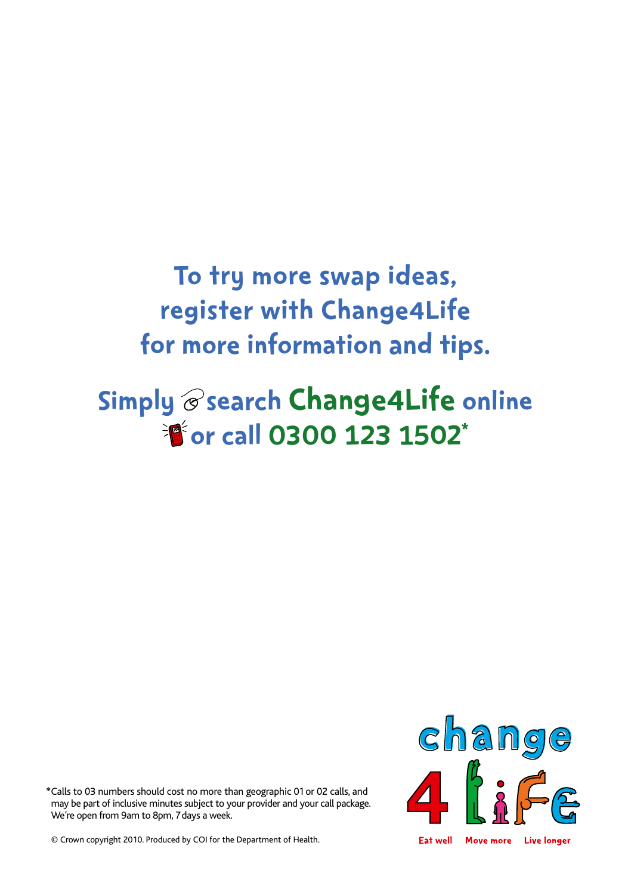## To try more swap ideas, register with Change4Life for more information and tips.

**Simply search Change4Life online or call 0300 123 1502***

*Calls to 03 numbers should cost no more than geographic 01 or 02 calls, and may be part of inclusive minutes subject to your provider and your call package. We're open from 9am to 8pm, 7 days a week.

© Crown copyright 2010. Produced by COI for the Department of Health.

change 4 Life

Eat well Move more Live longer